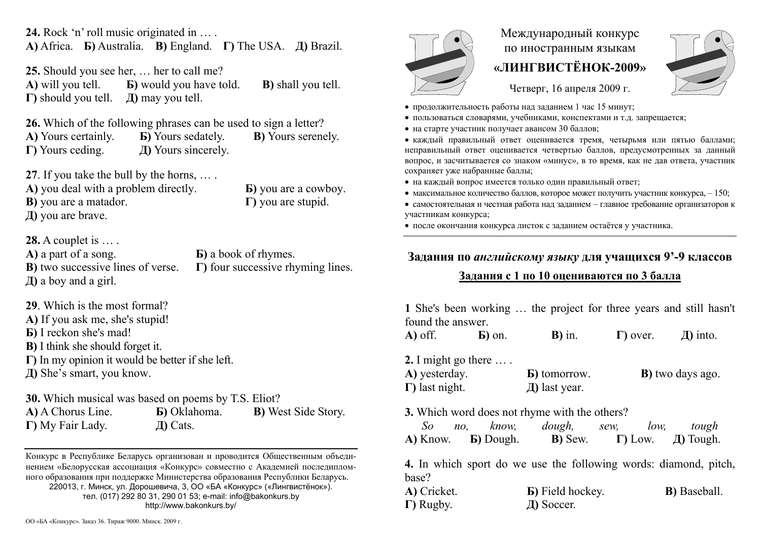**24.** Rock 'n' roll music originated in … .

**А)** Africa. **Б)** Australia. **В)** England. **Г)** The USA. **Д)** Brazil.

**25.** Should you see her, … her to call me?

**А)** will you tell. **Б)** would you have told. **В)** shall you tell.
**Г)** should you tell. **Д)** may you tell.

**26.** Which of the following phrases can be used to sign a letter?

**А)** Yours certainly. **Б)** Yours sedately. **В)** Yours serenely.
**Г)** Yours ceding. **Д)** Yours sincerely.

**27**. If you take the bull by the horns, … .

**А)** you deal with a problem directly. **Б)** you are a cowboy.
**В)** you are a matador. **Г)** you are stupid.
**Д)** you are brave.

**28.** A couplet is … .

**А)** a part of a song. **Б)** a book of rhymes.
**В)** two successive lines of verse. **Г)** four successive rhyming lines.
**Д)** a boy and a girl.

**29**. Which is the most formal?

**А)** If you ask me, she's stupid!
**Б)** I reckon she's mad!
**В)** I think she should forget it.
**Г)** In my opinion it would be better if she left.
**Д)** She's smart, you know.

**30.** Which musical was based on poems by T.S. Eliot?

**А)** A Chorus Line. **Б)** Oklahoma. **В)** West Side Story.
**Г)** My Fair Lady. **Д)** Cats.

---

Конкурс в Республике Беларусь организован и проводится Общественным объединением «Белорусская ассоциация «Конкурс» совместно с Академией последипломного образования при поддержке Министерства образования Республики Беларусь.
220013, г. Минск, ул. Дорошевича, 3, ОО «БА «Конкурс» («Лингвистёнок»).
тел. (017) 292 80 31, 290 01 53; e-mail: info@bakonkurs.by
http://www.bakonkurs.by/

ОО «БА «Конкурс». Заказ 36. Тираж 9000. Минск. 2009 г.

# Международный конкурс по иностранным языкам «ЛИНГВИСТЁНОК-2009»

Четверг, 16 апреля 2009 г.

- продолжительность работы над заданием 1 час 15 минут;
- пользоваться словарями, учебниками, конспектами и т.д. запрещается;
- на старте участник получает авансом 30 баллов;
- каждый правильный ответ оценивается тремя, четырьмя или пятью баллами; неправильный ответ оценивается четвертью баллов, предусмотренных за данный вопрос, и засчитывается со знаком «минус», в то время, как не дав ответа, участник сохраняет уже набранные баллы;
- на каждый вопрос имеется только один правильный ответ;
- максимальное количество баллов, которое может получить участник конкурса, – 150;
- самостоятельная и честная работа над заданием – главное требование организаторов к участникам конкурса;
- после окончания конкурса листок с заданием остаётся у участника.

---

## Задания по *английскому языку* для учащихся 9'-9 классов

### Задания с 1 по 10 оцениваются по 3 балла

**1** She's been working … the project for three years and still hasn't found the answer.

**А)** off. **Б)** on. **В)** in. **Г)** over. **Д)** into.

**2.** I might go there … .

**А)** yesterday. **Б)** tomorrow. **В)** two days ago.
**Г)** last night. **Д)** last year.

**3.** Which word does not rhyme with the others?

*So no, know, dough, sew, low, tough*

**А)** Know. **Б)** Dough. **В)** Sew. **Г)** Low. **Д)** Tough.

**4.** In which sport do we use the following words: diamond, pitch, base?

**А)** Cricket. **Б)** Field hockey. **В)** Baseball.
**Г)** Rugby. **Д)** Soccer.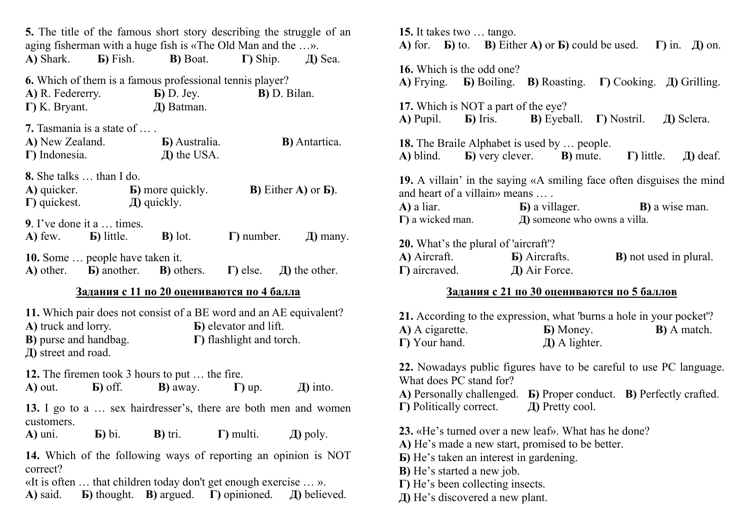**5.** The title of the famous short story describing the struggle of an aging fisherman with a huge fish is «The Old Man and the …».
**А)** Shark. **Б)** Fish. **В)** Boat. **Г)** Ship. **Д)** Sea.

**6.** Which of them is a famous professional tennis player?
**А)** R. Federerry. **Б)** D. Jey. **В)** D. Bilan.
**Г)** K. Bryant. **Д)** Batman.

**7.** Tasmania is a state of … .
**А)** New Zealand. **Б)** Australia. **В)** Antartica.
**Г)** Indonesia. **Д)** the USA.

**8.** She talks … than I do.
**А)** quicker. **Б)** more quickly. **В)** Either **А)** or **Б)**.
**Г)** quickest. **Д)** quickly.

**9**. I've done it a … times.
**А)** few. **Б)** little. **В)** lot. **Г)** number. **Д)** many.

**10.** Some … people have taken it.
**А)** other. **Б)** another. **В)** others. **Г)** else. **Д)** the other.

**Задания с 11 по 20 оцениваются по 4 балла**

**11.** Which pair does not consist of a BE word and an AE equivalent?
**А)** truck and lorry. **Б)** elevator and lift.
**В)** purse and handbag. **Г)** flashlight and torch.
**Д)** street and road.

**12.** The firemen took 3 hours to put … the fire.
**А)** out. **Б)** off. **В)** away. **Г)** up. **Д)** into.

**13.** I go to a … sex hairdresser's, there are both men and women customers.
**А)** uni. **Б)** bi. **В)** tri. **Г)** multi. **Д)** poly.

**14.** Which of the following ways of reporting an opinion is NOT correct?
«It is often … that children today don't get enough exercise … ».
**А)** said. **Б)** thought. **В)** argued. **Г)** opinioned. **Д)** believed.

**15.** It takes two … tango.
**А)** for. **Б)** to. **В)** Either **А)** or **Б)** could be used. **Г)** in. **Д)** on.

**16.** Which is the odd one?
**А)** Frying. **Б)** Boiling. **В)** Roasting. **Г)** Cooking. **Д)** Grilling.

**17.** Which is NOT a part of the eye?
**А)** Pupil. **Б)** Iris. **В)** Eyeball. **Г)** Nostril. **Д)** Sclera.

**18.** The Braile Alphabet is used by … people.
**А)** blind. **Б)** very clever. **В)** mute. **Г)** little. **Д)** deaf.

**19.** A villain' in the saying «A smiling face often disguises the mind and heart of a villain» means … .
**А)** a liar. **Б)** a villager. **В)** a wise man.
**Г)** a wicked man. **Д)** someone who owns a villa.

**20.** What's the plural of 'aircraft'?
**А)** Aircraft. **Б)** Aircrafts. **В)** not used in plural.
**Г)** aircraved. **Д)** Air Force.

**Задания с 21 по 30 оцениваются по 5 баллов**

**21.** According to the expression, what 'burns a hole in your pocket'?
**А)** A cigarette. **Б)** Money. **В)** A match.
**Г)** Your hand. **Д)** A lighter.

**22.** Nowadays public figures have to be careful to use PC language. What does PC stand for?
**А)** Personally challenged. **Б)** Proper conduct. **В)** Perfectly crafted.
**Г)** Politically correct. **Д)** Pretty cool.

**23.** «He's turned over a new leaf». What has he done?
**А)** He's made a new start, promised to be better.
**Б)** He's taken an interest in gardening.
**В)** He's started a new job.
**Г)** He's been collecting insects.
**Д)** He's discovered a new plant.